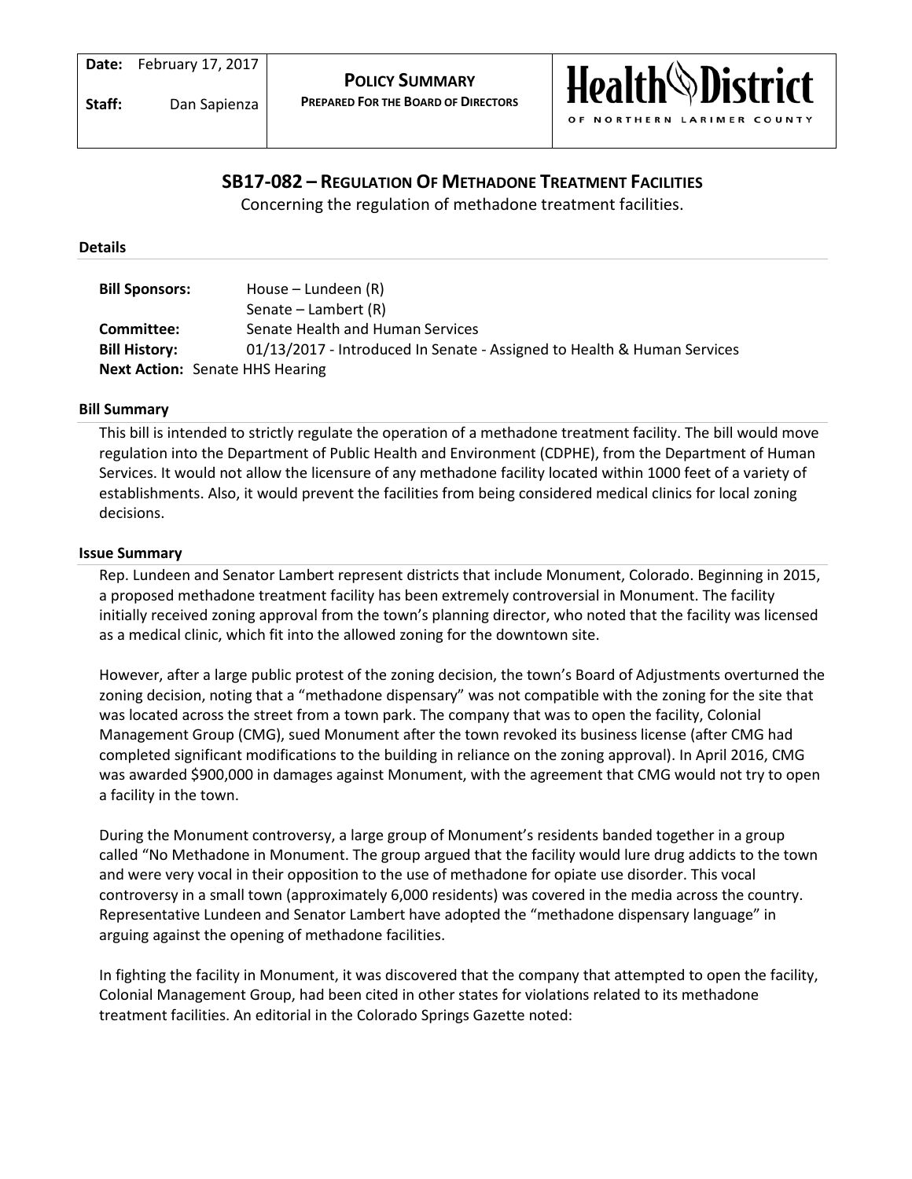| **Date:** February 17, 2017 | **POLICY SUMMARY** | **Health District** |
| --- | --- | --- |
| **Staff:** Dan Sapienza | **PREPARED FOR THE BOARD OF DIRECTORS** | OF NORTHERN LARIMER COUNTY |

# SB17-082 – REGULATION OF METHADONE TREATMENT FACILITIES

Concerning the regulation of methadone treatment facilities.

## Details

**Bill Sponsors:** House – Lundeen (R)
Senate – Lambert (R)
**Committee:** Senate Health and Human Services
**Bill History:** 01/13/2017 - Introduced In Senate - Assigned to Health & Human Services
**Next Action:** Senate HHS Hearing

## Bill Summary

This bill is intended to strictly regulate the operation of a methadone treatment facility. The bill would move regulation into the Department of Public Health and Environment (CDPHE), from the Department of Human Services. It would not allow the licensure of any methadone facility located within 1000 feet of a variety of establishments. Also, it would prevent the facilities from being considered medical clinics for local zoning decisions.

## Issue Summary

Rep. Lundeen and Senator Lambert represent districts that include Monument, Colorado. Beginning in 2015, a proposed methadone treatment facility has been extremely controversial in Monument. The facility initially received zoning approval from the town's planning director, who noted that the facility was licensed as a medical clinic, which fit into the allowed zoning for the downtown site.

However, after a large public protest of the zoning decision, the town's Board of Adjustments overturned the zoning decision, noting that a "methadone dispensary" was not compatible with the zoning for the site that was located across the street from a town park. The company that was to open the facility, Colonial Management Group (CMG), sued Monument after the town revoked its business license (after CMG had completed significant modifications to the building in reliance on the zoning approval). In April 2016, CMG was awarded $900,000 in damages against Monument, with the agreement that CMG would not try to open a facility in the town.

During the Monument controversy, a large group of Monument's residents banded together in a group called "No Methadone in Monument. The group argued that the facility would lure drug addicts to the town and were very vocal in their opposition to the use of methadone for opiate use disorder. This vocal controversy in a small town (approximately 6,000 residents) was covered in the media across the country. Representative Lundeen and Senator Lambert have adopted the "methadone dispensary language" in arguing against the opening of methadone facilities.

In fighting the facility in Monument, it was discovered that the company that attempted to open the facility, Colonial Management Group, had been cited in other states for violations related to its methadone treatment facilities. An editorial in the Colorado Springs Gazette noted: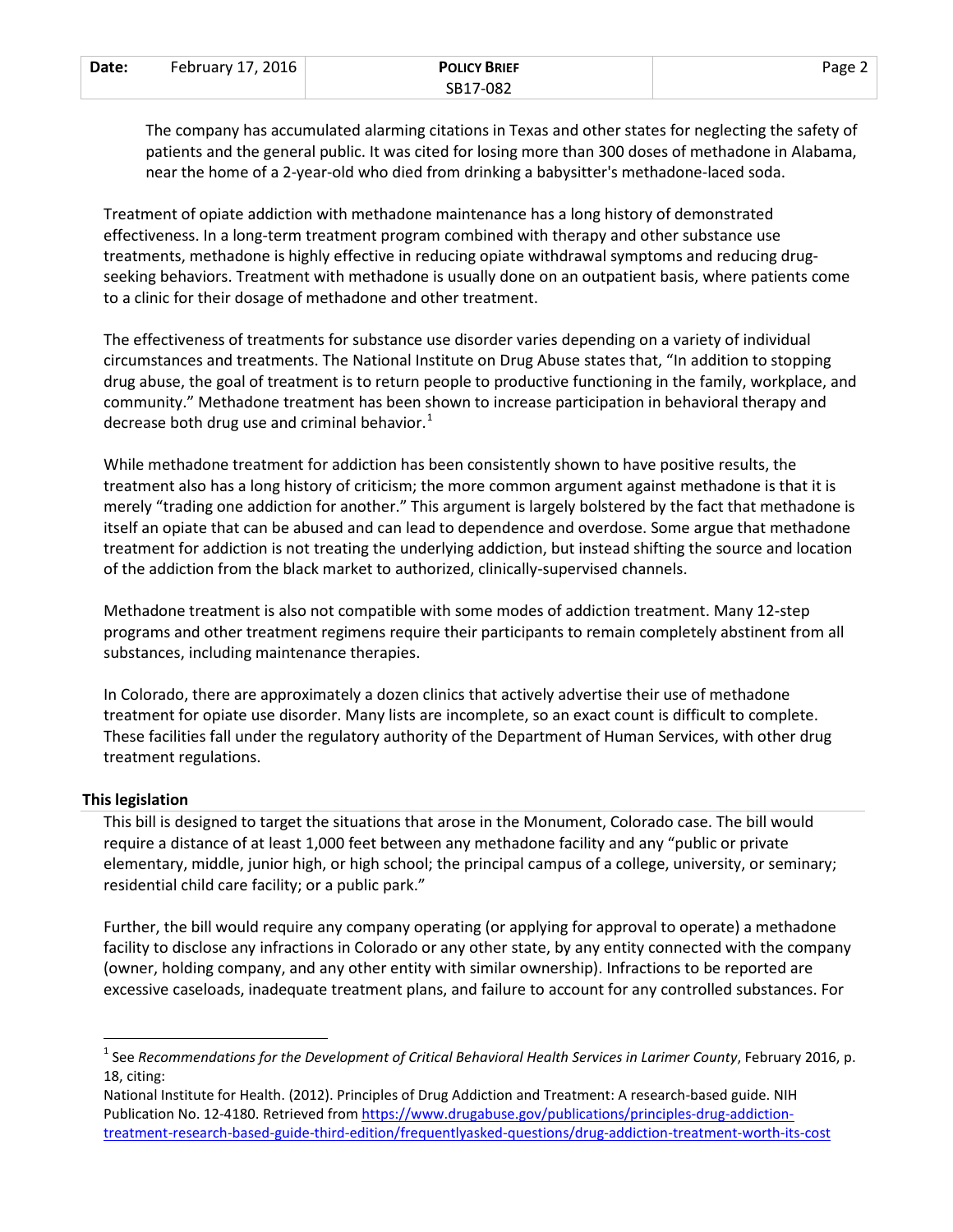The company has accumulated alarming citations in Texas and other states for neglecting the safety of patients and the general public. It was cited for losing more than 300 doses of methadone in Alabama, near the home of a 2-year-old who died from drinking a babysitter's methadone-laced soda.

Treatment of opiate addiction with methadone maintenance has a long history of demonstrated effectiveness. In a long-term treatment program combined with therapy and other substance use treatments, methadone is highly effective in reducing opiate withdrawal symptoms and reducing drug-seeking behaviors. Treatment with methadone is usually done on an outpatient basis, where patients come to a clinic for their dosage of methadone and other treatment.

The effectiveness of treatments for substance use disorder varies depending on a variety of individual circumstances and treatments. The National Institute on Drug Abuse states that, "In addition to stopping drug abuse, the goal of treatment is to return people to productive functioning in the family, workplace, and community." Methadone treatment has been shown to increase participation in behavioral therapy and decrease both drug use and criminal behavior.[1]

While methadone treatment for addiction has been consistently shown to have positive results, the treatment also has a long history of criticism; the more common argument against methadone is that it is merely "trading one addiction for another." This argument is largely bolstered by the fact that methadone is itself an opiate that can be abused and can lead to dependence and overdose. Some argue that methadone treatment for addiction is not treating the underlying addiction, but instead shifting the source and location of the addiction from the black market to authorized, clinically-supervised channels.

Methadone treatment is also not compatible with some modes of addiction treatment. Many 12-step programs and other treatment regimens require their participants to remain completely abstinent from all substances, including maintenance therapies.

In Colorado, there are approximately a dozen clinics that actively advertise their use of methadone treatment for opiate use disorder. Many lists are incomplete, so an exact count is difficult to complete. These facilities fall under the regulatory authority of the Department of Human Services, with other drug treatment regulations.

## This legislation

This bill is designed to target the situations that arose in the Monument, Colorado case. The bill would require a distance of at least 1,000 feet between any methadone facility and any "public or private elementary, middle, junior high, or high school; the principal campus of a college, university, or seminary; residential child care facility; or a public park."

Further, the bill would require any company operating (or applying for approval to operate) a methadone facility to disclose any infractions in Colorado or any other state, by any entity connected with the company (owner, holding company, and any other entity with similar ownership). Infractions to be reported are excessive caseloads, inadequate treatment plans, and failure to account for any controlled substances. For

---

[1] See *Recommendations for the Development of Critical Behavioral Health Services in Larimer County*, February 2016, p. 18, citing:
National Institute for Health. (2012). Principles of Drug Addiction and Treatment: A research-based guide. NIH Publication No. 12-4180. Retrieved from https://www.drugabuse.gov/publications/principles-drug-addiction-treatment-research-based-guide-third-edition/frequentlyasked-questions/drug-addiction-treatment-worth-its-cost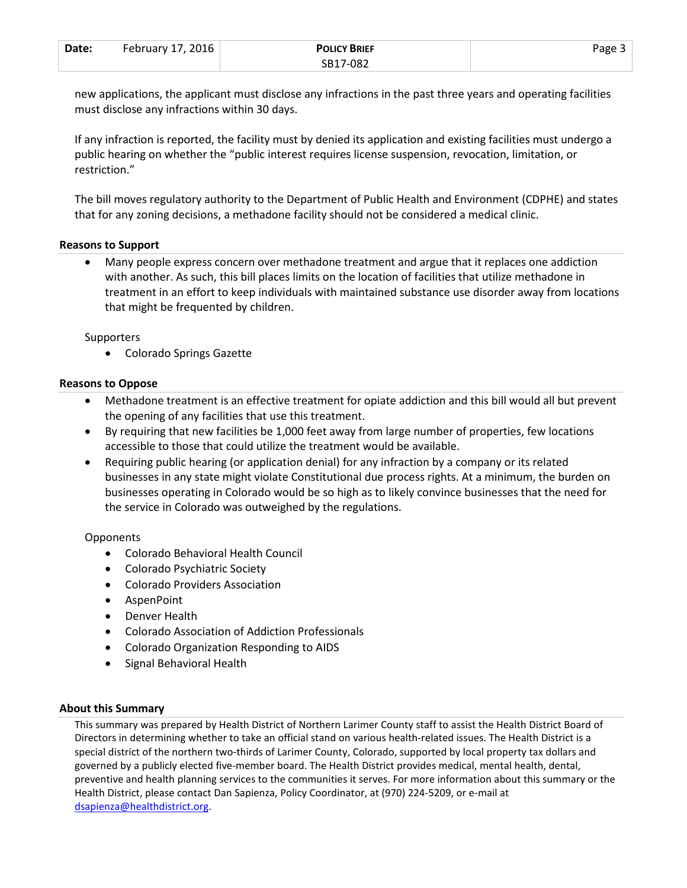new applications, the applicant must disclose any infractions in the past three years and operating facilities must disclose any infractions within 30 days.

If any infraction is reported, the facility must by denied its application and existing facilities must undergo a public hearing on whether the "public interest requires license suspension, revocation, limitation, or restriction."

The bill moves regulatory authority to the Department of Public Health and Environment (CDPHE) and states that for any zoning decisions, a methadone facility should not be considered a medical clinic.

## Reasons to Support

- Many people express concern over methadone treatment and argue that it replaces one addiction with another. As such, this bill places limits on the location of facilities that utilize methadone in treatment in an effort to keep individuals with maintained substance use disorder away from locations that might be frequented by children.

Supporters

- Colorado Springs Gazette

## Reasons to Oppose

- Methadone treatment is an effective treatment for opiate addiction and this bill would all but prevent the opening of any facilities that use this treatment.
- By requiring that new facilities be 1,000 feet away from large number of properties, few locations accessible to those that could utilize the treatment would be available.
- Requiring public hearing (or application denial) for any infraction by a company or its related businesses in any state might violate Constitutional due process rights. At a minimum, the burden on businesses operating in Colorado would be so high as to likely convince businesses that the need for the service in Colorado was outweighed by the regulations.

Opponents

- Colorado Behavioral Health Council
- Colorado Psychiatric Society
- Colorado Providers Association
- AspenPoint
- Denver Health
- Colorado Association of Addiction Professionals
- Colorado Organization Responding to AIDS
- Signal Behavioral Health

## About this Summary

This summary was prepared by Health District of Northern Larimer County staff to assist the Health District Board of Directors in determining whether to take an official stand on various health-related issues. The Health District is a special district of the northern two-thirds of Larimer County, Colorado, supported by local property tax dollars and governed by a publicly elected five-member board. The Health District provides medical, mental health, dental, preventive and health planning services to the communities it serves. For more information about this summary or the Health District, please contact Dan Sapienza, Policy Coordinator, at (970) 224-5209, or e-mail at dsapienza@healthdistrict.org.